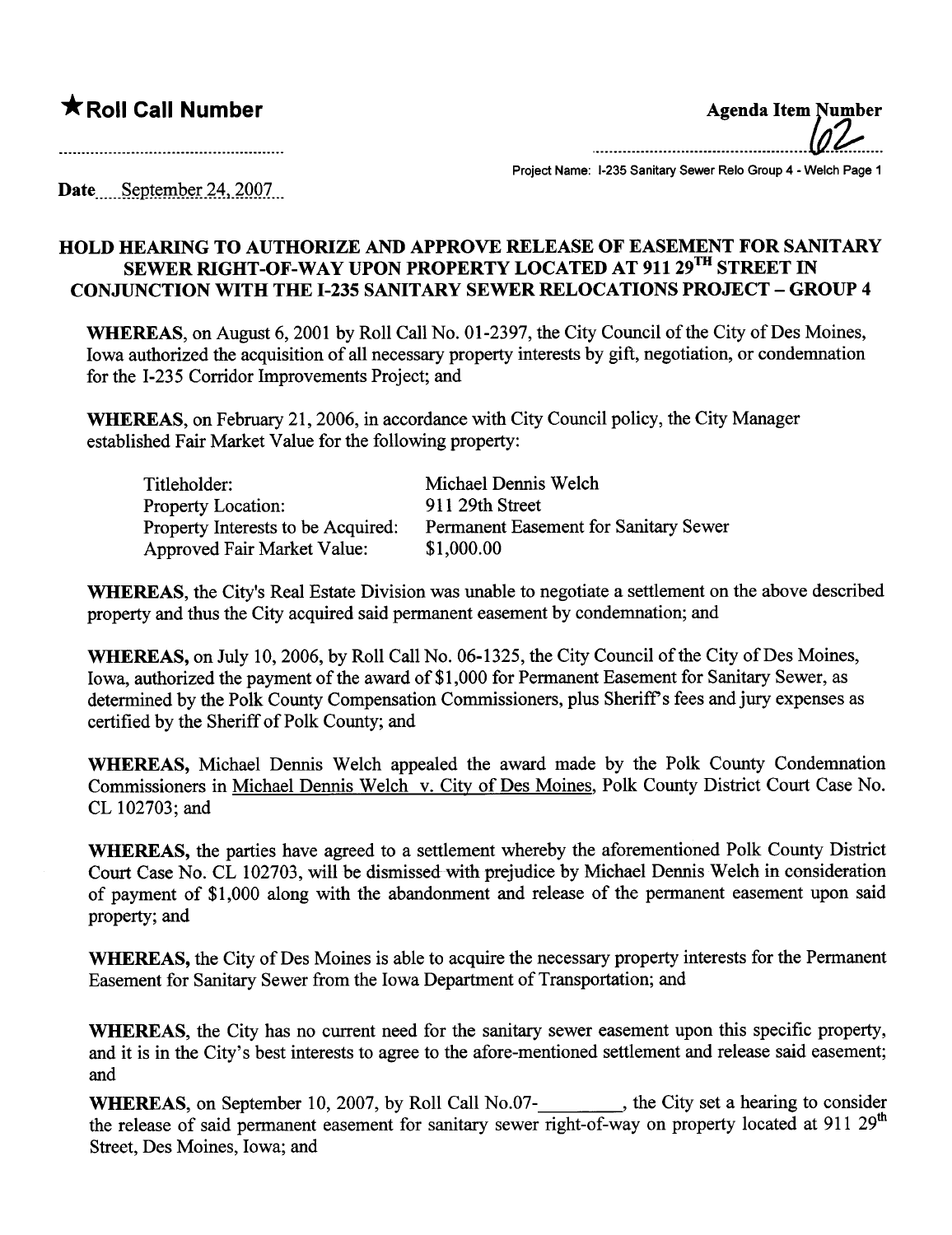★ **Roll Call Number**

**Agenda Item Number**
62

Project Name: I-235 Sanitary Sewer Relo Group 4 - Welch Page 1

Date September 24, 2007

**HOLD HEARING TO AUTHORIZE AND APPROVE RELEASE OF EASEMENT FOR SANITARY SEWER RIGHT-OF-WAY UPON PROPERTY LOCATED AT 911 29TH STREET IN CONJUNCTION WITH THE I-235 SANITARY SEWER RELOCATIONS PROJECT – GROUP 4**

**WHEREAS**, on August 6, 2001 by Roll Call No. 01-2397, the City Council of the City of Des Moines, Iowa authorized the acquisition of all necessary property interests by gift, negotiation, or condemnation for the I-235 Corridor Improvements Project; and

**WHEREAS**, on February 21, 2006, in accordance with City Council policy, the City Manager established Fair Market Value for the following property:

| | |
|---|---|
| Titleholder: | Michael Dennis Welch |
| Property Location: | 911 29th Street |
| Property Interests to be Acquired: | Permanent Easement for Sanitary Sewer |
| Approved Fair Market Value: | $1,000.00 |

**WHEREAS**, the City's Real Estate Division was unable to negotiate a settlement on the above described property and thus the City acquired said permanent easement by condemnation; and

**WHEREAS,** on July 10, 2006, by Roll Call No. 06-1325, the City Council of the City of Des Moines, Iowa, authorized the payment of the award of $1,000 for Permanent Easement for Sanitary Sewer, as determined by the Polk County Compensation Commissioners, plus Sheriff's fees and jury expenses as certified by the Sheriff of Polk County; and

**WHEREAS,** Michael Dennis Welch appealed the award made by the Polk County Condemnation Commissioners in Michael Dennis Welch v. City of Des Moines, Polk County District Court Case No. CL 102703; and

**WHEREAS,** the parties have agreed to a settlement whereby the aforementioned Polk County District Court Case No. CL 102703, will be dismissed with prejudice by Michael Dennis Welch in consideration of payment of $1,000 along with the abandonment and release of the permanent easement upon said property; and

**WHEREAS,** the City of Des Moines is able to acquire the necessary property interests for the Permanent Easement for Sanitary Sewer from the Iowa Department of Transportation; and

**WHEREAS,** the City has no current need for the sanitary sewer easement upon this specific property, and it is in the City's best interests to agree to the afore-mentioned settlement and release said easement; and

**WHEREAS,** on September 10, 2007, by Roll Call No.07-________, the City set a hearing to consider the release of said permanent easement for sanitary sewer right-of-way on property located at 911 29th Street, Des Moines, Iowa; and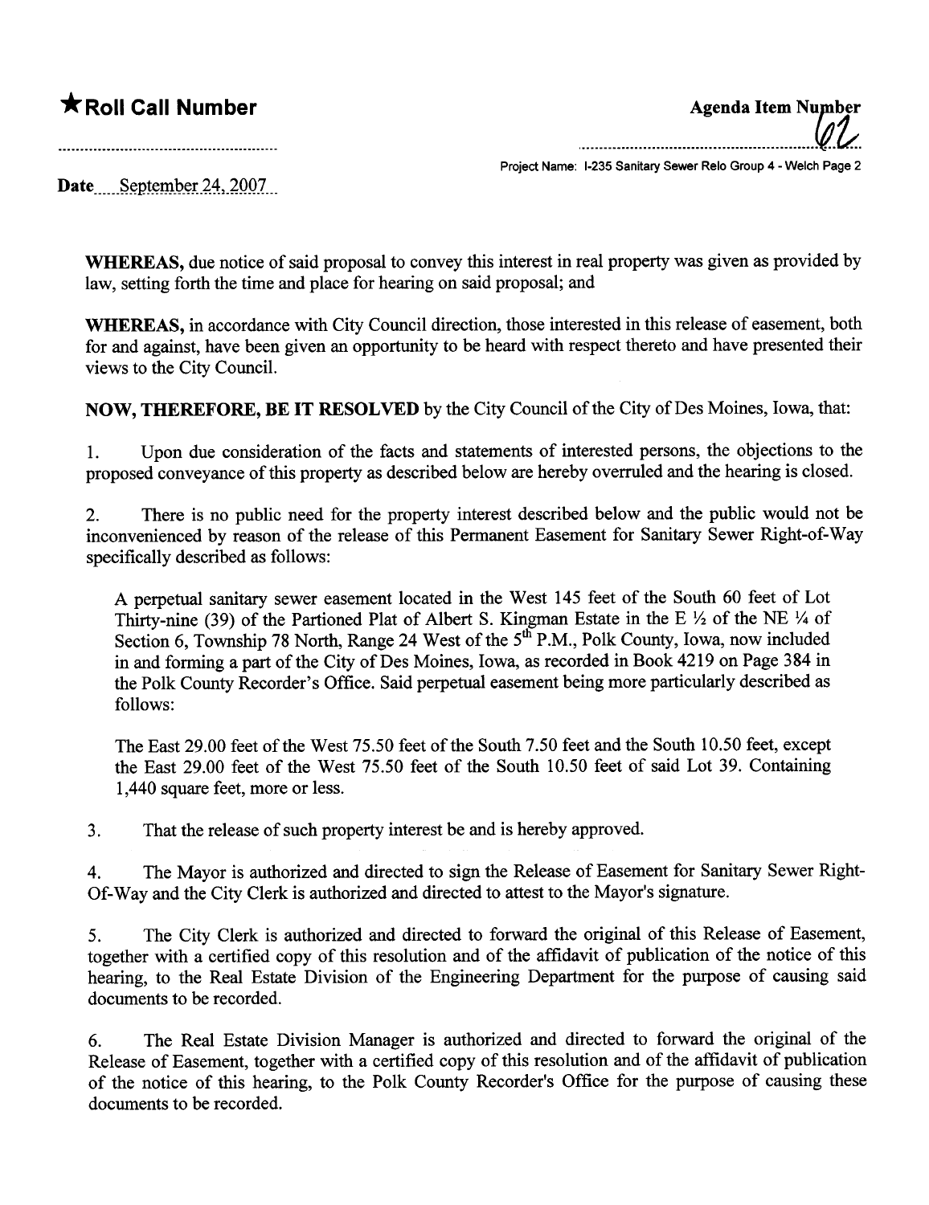**★Roll Call Number**

**Agenda Item Number** 62

Project Name: I-235 Sanitary Sewer Relo Group 4 - Welch Page 2

**Date** September 24, 2007

**WHEREAS,** due notice of said proposal to convey this interest in real property was given as provided by law, setting forth the time and place for hearing on said proposal; and

**WHEREAS,** in accordance with City Council direction, those interested in this release of easement, both for and against, have been given an opportunity to be heard with respect thereto and have presented their views to the City Council.

**NOW, THEREFORE, BE IT RESOLVED** by the City Council of the City of Des Moines, Iowa, that:

1. Upon due consideration of the facts and statements of interested persons, the objections to the proposed conveyance of this property as described below are hereby overruled and the hearing is closed.

2. There is no public need for the property interest described below and the public would not be inconvenienced by reason of the release of this Permanent Easement for Sanitary Sewer Right-of-Way specifically described as follows:

   A perpetual sanitary sewer easement located in the West 145 feet of the South 60 feet of Lot Thirty-nine (39) of the Partioned Plat of Albert S. Kingman Estate in the E ½ of the NE ¼ of Section 6, Township 78 North, Range 24 West of the 5th P.M., Polk County, Iowa, now included in and forming a part of the City of Des Moines, Iowa, as recorded in Book 4219 on Page 384 in the Polk County Recorder's Office. Said perpetual easement being more particularly described as follows:

   The East 29.00 feet of the West 75.50 feet of the South 7.50 feet and the South 10.50 feet, except the East 29.00 feet of the West 75.50 feet of the South 10.50 feet of said Lot 39. Containing 1,440 square feet, more or less.

3. That the release of such property interest be and is hereby approved.

4. The Mayor is authorized and directed to sign the Release of Easement for Sanitary Sewer Right-Of-Way and the City Clerk is authorized and directed to attest to the Mayor's signature.

5. The City Clerk is authorized and directed to forward the original of this Release of Easement, together with a certified copy of this resolution and of the affidavit of publication of the notice of this hearing, to the Real Estate Division of the Engineering Department for the purpose of causing said documents to be recorded.

6. The Real Estate Division Manager is authorized and directed to forward the original of the Release of Easement, together with a certified copy of this resolution and of the affidavit of publication of the notice of this hearing, to the Polk County Recorder's Office for the purpose of causing these documents to be recorded.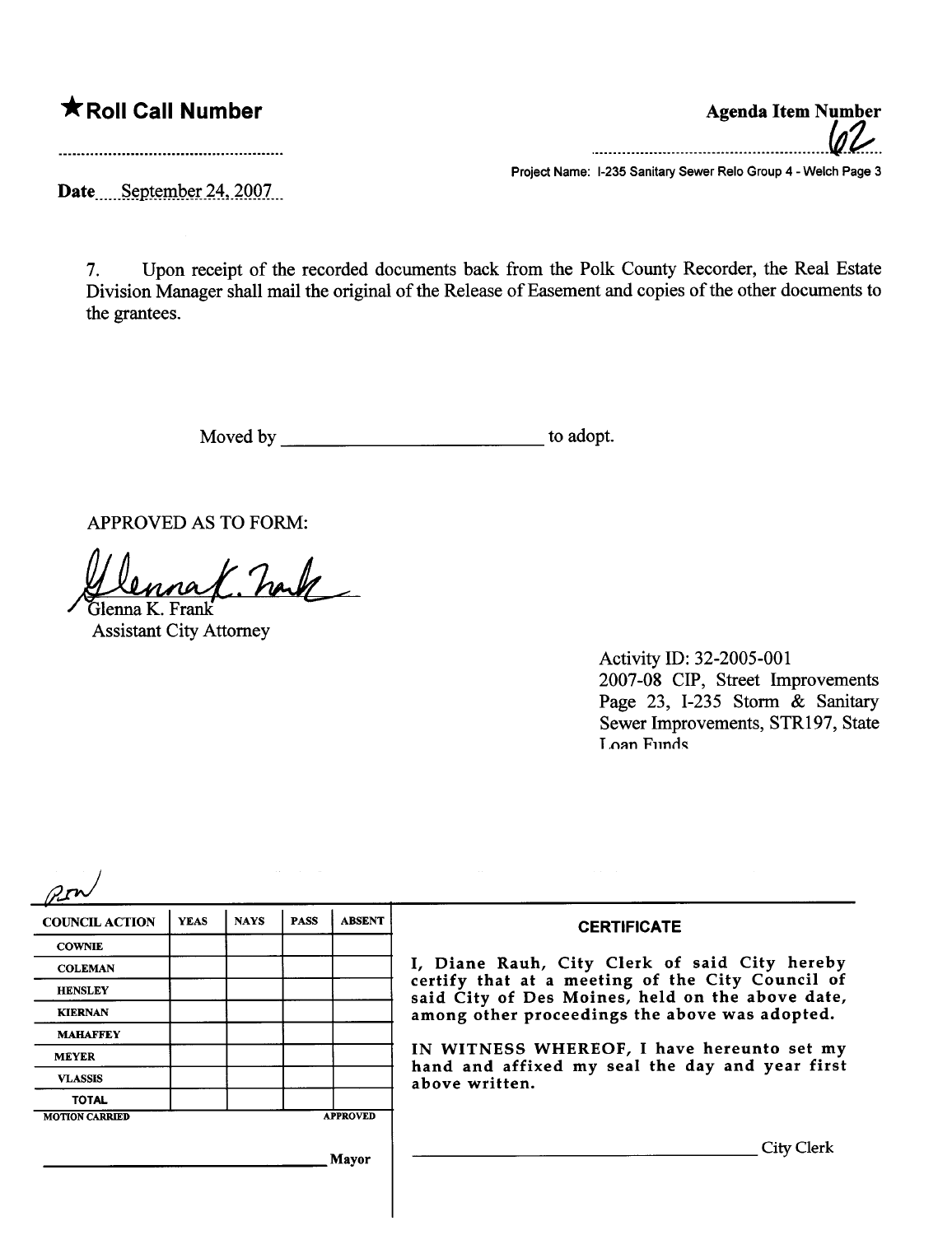**★Roll Call Number**

**Agenda Item Number** 62

Project Name: I-235 Sanitary Sewer Relo Group 4 - Welch Page 3

Date September 24, 2007

7. Upon receipt of the recorded documents back from the Polk County Recorder, the Real Estate Division Manager shall mail the original of the Release of Easement and copies of the other documents to the grantees.

Moved by ____________________ to adopt.

APPROVED AS TO FORM:

Glenna K. Frank
Assistant City Attorney

Activity ID: 32-2005-001
2007-08 CIP, Street Improvements Page 23, I-235 Storm & Sanitary Sewer Improvements, STR197, State Loan Funds

| COUNCIL ACTION | YEAS | NAYS | PASS | ABSENT |
|---|---|---|---|---|
| COWNIE | | | | |
| COLEMAN | | | | |
| HENSLEY | | | | |
| KIERNAN | | | | |
| MAHAFFEY | | | | |
| MEYER | | | | |
| VLASSIS | | | | |
| TOTAL | | | | |

MOTION CARRIED APPROVED

____________________ Mayor

**CERTIFICATE**

I, Diane Rauh, City Clerk of said City hereby certify that at a meeting of the City Council of said City of Des Moines, held on the above date, among other proceedings the above was adopted.

IN WITNESS WHEREOF, I have hereunto set my hand and affixed my seal the day and year first above written.

____________________ City Clerk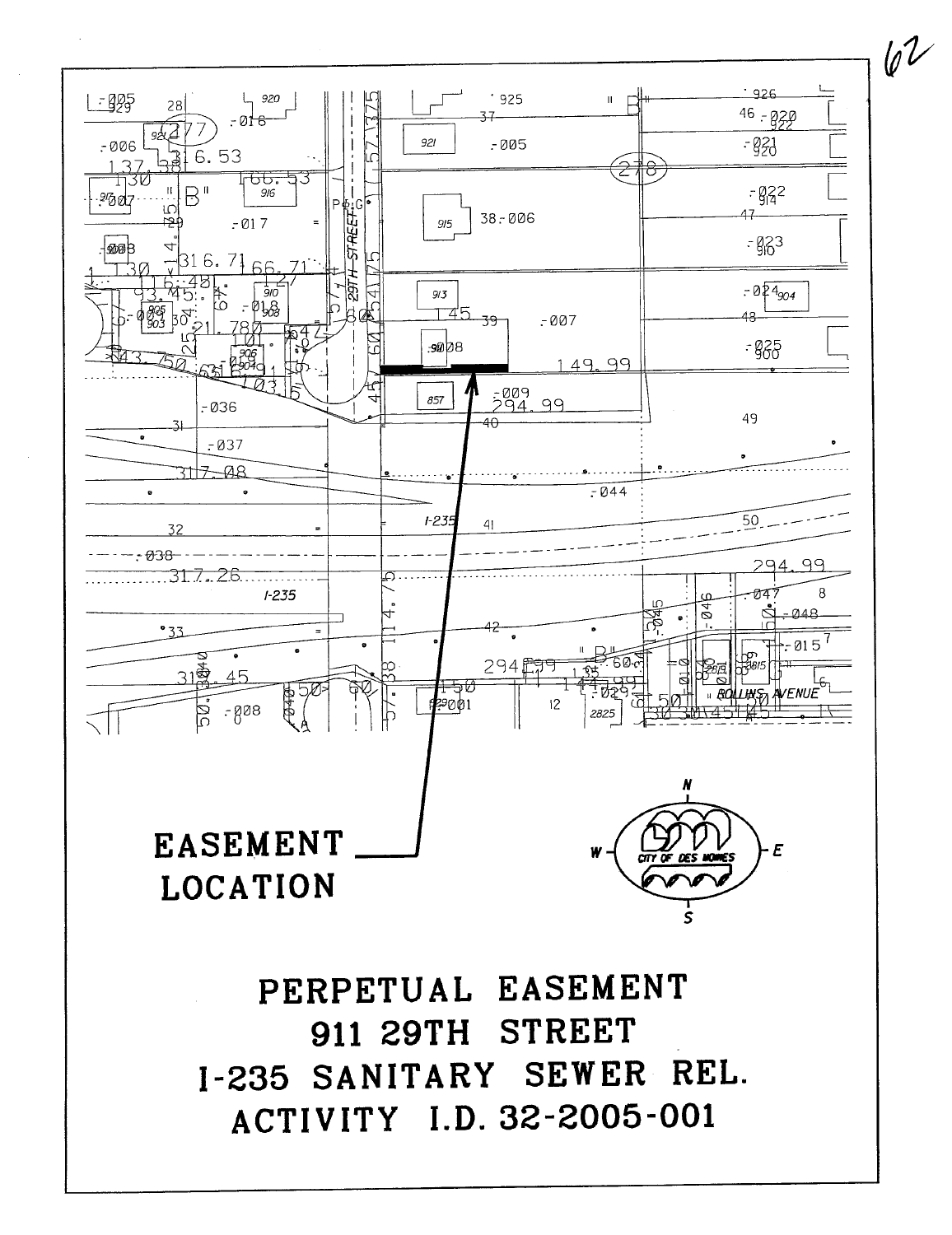62

EASEMENT LOCATION

# PERPETUAL EASEMENT
# 911 29TH STREET
# I-235 SANITARY SEWER REL.
# ACTIVITY I.D. 32-2005-001